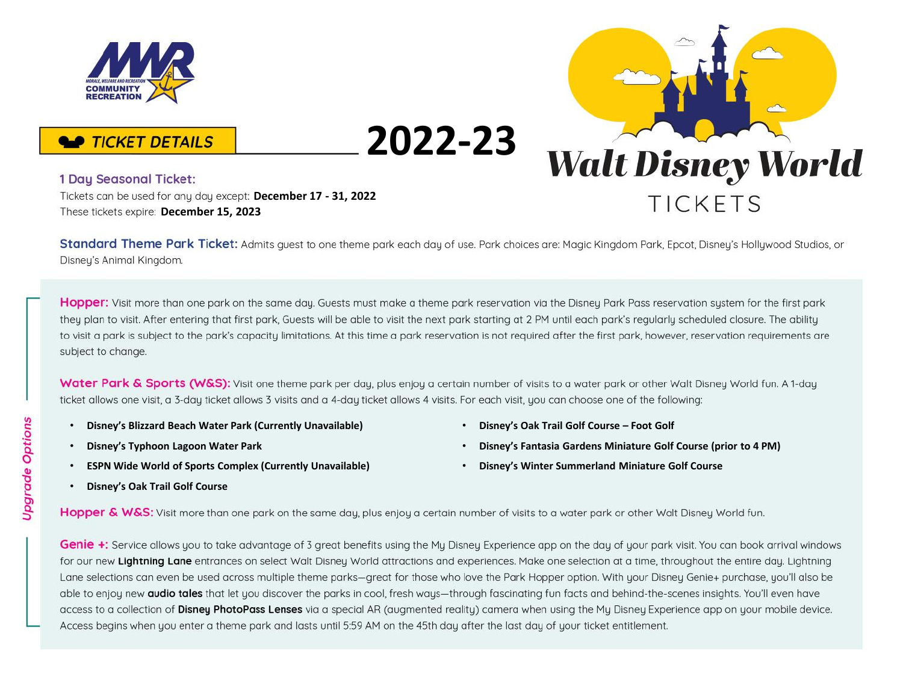MWR
MORALE, WELFARE AND RECREATION
COMMUNITY RECREATION

# Walt Disney World TICKETS

## TICKET DETAILS 2022-23

**1 Day Seasonal Ticket:**

Tickets can be used for any day except: **December 17 - 31, 2022**

These tickets expire: **December 15, 2023**

**Standard Theme Park Ticket:** Admits guest to one theme park each day of use. Park choices are: Magic Kingdom Park, Epcot, Disney's Hollywood Studios, or Disney's Animal Kingdom.

*Upgrade Options*

**Hopper:** Visit more than one park on the same day. Guests must make a theme park reservation via the Disney Park Pass reservation system for the first park they plan to visit. After entering that first park, Guests will be able to visit the next park starting at 2 PM until each park's regularly scheduled closure. The ability to visit a park is subject to the park's capacity limitations. At this time a park reservation is not required after the first park, however, reservation requirements are subject to change.

**Water Park & Sports (W&S):** Visit one theme park per day, plus enjoy a certain number of visits to a water park or other Walt Disney World fun. A 1-day ticket allows one visit, a 3-day ticket allows 3 visits and a 4-day ticket allows 4 visits. For each visit, you can choose one of the following:

- **Disney's Blizzard Beach Water Park (Currently Unavailable)**
- **Disney's Typhoon Lagoon Water Park**
- **ESPN Wide World of Sports Complex (Currently Unavailable)**
- **Disney's Oak Trail Golf Course**
- **Disney's Oak Trail Golf Course – Foot Golf**
- **Disney's Fantasia Gardens Miniature Golf Course (prior to 4 PM)**
- **Disney's Winter Summerland Miniature Golf Course**

**Hopper & W&S:** Visit more than one park on the same day, plus enjoy a certain number of visits to a water park or other Walt Disney World fun.

**Genie +:** Service allows you to take advantage of 3 great benefits using the My Disney Experience app on the day of your park visit. You can book arrival windows for our new **Lightning Lane** entrances on select Walt Disney World attractions and experiences. Make one selection at a time, throughout the entire day. Lightning Lane selections can even be used across multiple theme parks—great for those who love the Park Hopper option. With your Disney Genie+ purchase, you'll also be able to enjoy new **audio tales** that let you discover the parks in cool, fresh ways—through fascinating fun facts and behind-the-scenes insights. You'll even have access to a collection of **Disney PhotoPass Lenses** via a special AR (augmented reality) camera when using the My Disney Experience app on your mobile device. Access begins when you enter a theme park and lasts until 5:59 AM on the 45th day after the last day of your ticket entitlement.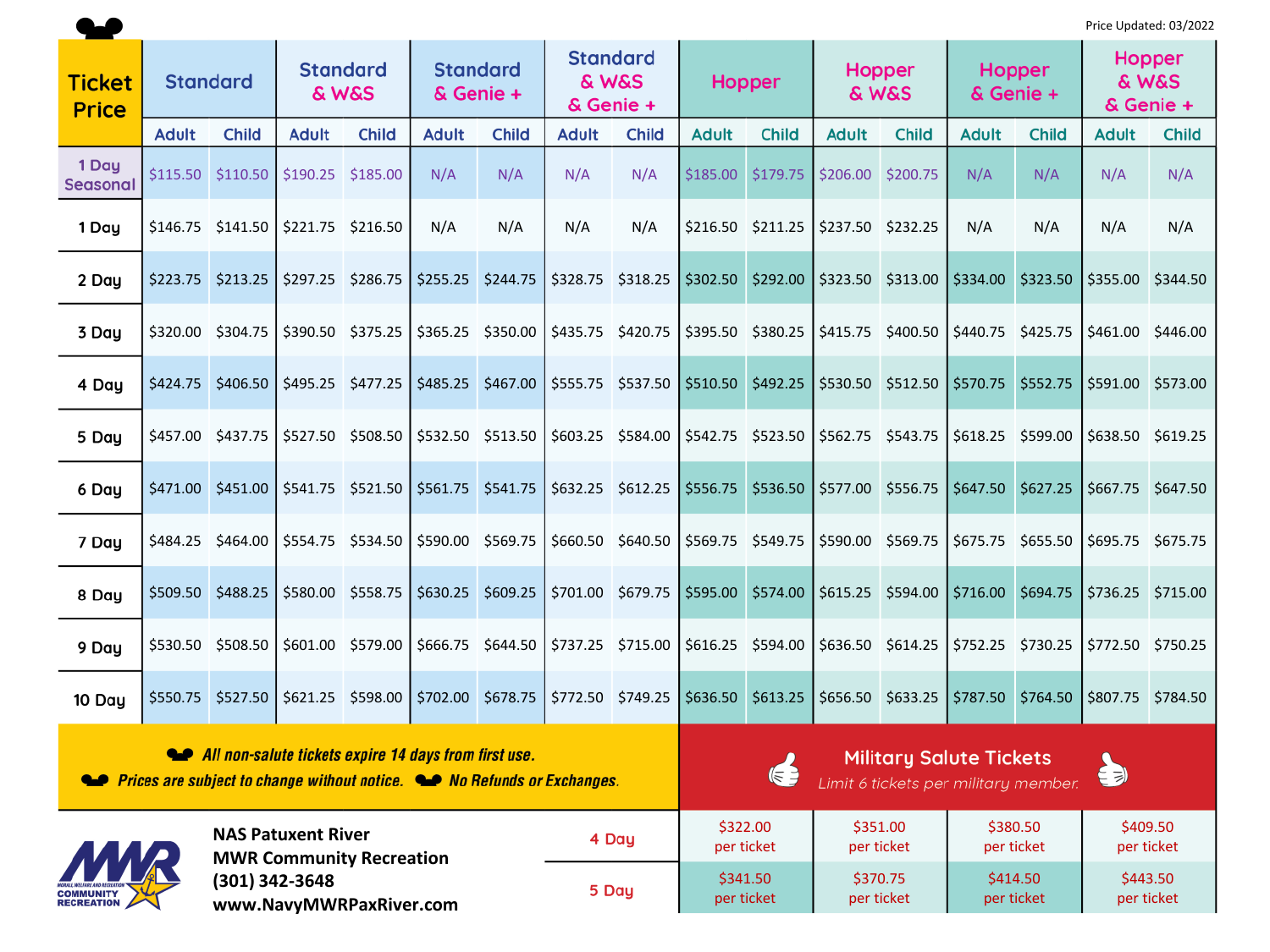Price Updated: 03/2022

| Ticket Price | Standard | | Standard & W&S | | Standard & Genie + | | Standard & W&S & Genie + | | Hopper | | Hopper & W&S | | Hopper & Genie + | | Hopper & W&S & Genie + | |
|---|---|---|---|---|---|---|---|---|---|---|---|---|---|---|---|---|
| | Adult | Child | Adult | Child | Adult | Child | Adult | Child | Adult | Child | Adult | Child | Adult | Child | Adult | Child |
| 1 Day Seasonal | $115.50 | $110.50 | $190.25 | $185.00 | N/A | N/A | N/A | N/A | $185.00 | $179.75 | $206.00 | $200.75 | N/A | N/A | N/A | N/A |
| 1 Day | $146.75 | $141.50 | $221.75 | $216.50 | N/A | N/A | N/A | N/A | $216.50 | $211.25 | $237.50 | $232.25 | N/A | N/A | N/A | N/A |
| 2 Day | $223.75 | $213.25 | $297.25 | $286.75 | $255.25 | $244.75 | $328.75 | $318.25 | $302.50 | $292.00 | $323.50 | $313.00 | $334.00 | $323.50 | $355.00 | $344.50 |
| 3 Day | $320.00 | $304.75 | $390.50 | $375.25 | $365.25 | $350.00 | $435.75 | $420.75 | $395.50 | $380.25 | $415.75 | $400.50 | $440.75 | $425.75 | $461.00 | $446.00 |
| 4 Day | $424.75 | $406.50 | $495.25 | $477.25 | $485.25 | $467.00 | $555.75 | $537.50 | $510.50 | $492.25 | $530.50 | $512.50 | $570.75 | $552.75 | $591.00 | $573.00 |
| 5 Day | $457.00 | $437.75 | $527.50 | $508.50 | $532.50 | $513.50 | $603.25 | $584.00 | $542.75 | $523.50 | $562.75 | $543.75 | $618.25 | $599.00 | $638.50 | $619.25 |
| 6 Day | $471.00 | $451.00 | $541.75 | $521.50 | $561.75 | $541.75 | $632.25 | $612.25 | $556.75 | $536.50 | $577.00 | $556.75 | $647.50 | $627.25 | $667.75 | $647.50 |
| 7 Day | $484.25 | $464.00 | $554.75 | $534.50 | $590.00 | $569.75 | $660.50 | $640.50 | $569.75 | $549.75 | $590.00 | $569.75 | $675.75 | $655.50 | $695.75 | $675.75 |
| 8 Day | $509.50 | $488.25 | $580.00 | $558.75 | $630.25 | $609.25 | $701.00 | $679.75 | $595.00 | $574.00 | $615.25 | $594.00 | $716.00 | $694.75 | $736.25 | $715.00 |
| 9 Day | $530.50 | $508.50 | $601.00 | $579.00 | $666.75 | $644.50 | $737.25 | $715.00 | $616.25 | $594.00 | $636.50 | $614.25 | $752.25 | $730.25 | $772.50 | $750.25 |
| 10 Day | $550.75 | $527.50 | $621.25 | $598.00 | $702.00 | $678.75 | $772.50 | $749.25 | $636.50 | $613.25 | $656.50 | $633.25 | $787.50 | $764.50 | $807.75 | $784.50 |

***All non-salute tickets expire 14 days from first use.***

***Prices are subject to change without notice. No Refunds or Exchanges.***

**Military Salute Tickets**

*Limit 6 tickets per military member.*

| | Hopper | Hopper & W&S | Hopper & Genie + | Hopper & W&S & Genie + |
|---|---|---|---|---|
| 4 Day | $322.00 per ticket | $351.00 per ticket | $380.50 per ticket | $409.50 per ticket |
| 5 Day | $341.50 per ticket | $370.75 per ticket | $414.50 per ticket | $443.50 per ticket |

**NAS Patuxent River**
**MWR Community Recreation**
**(301) 342-3648**
**www.NavyMWRPaxRiver.com**